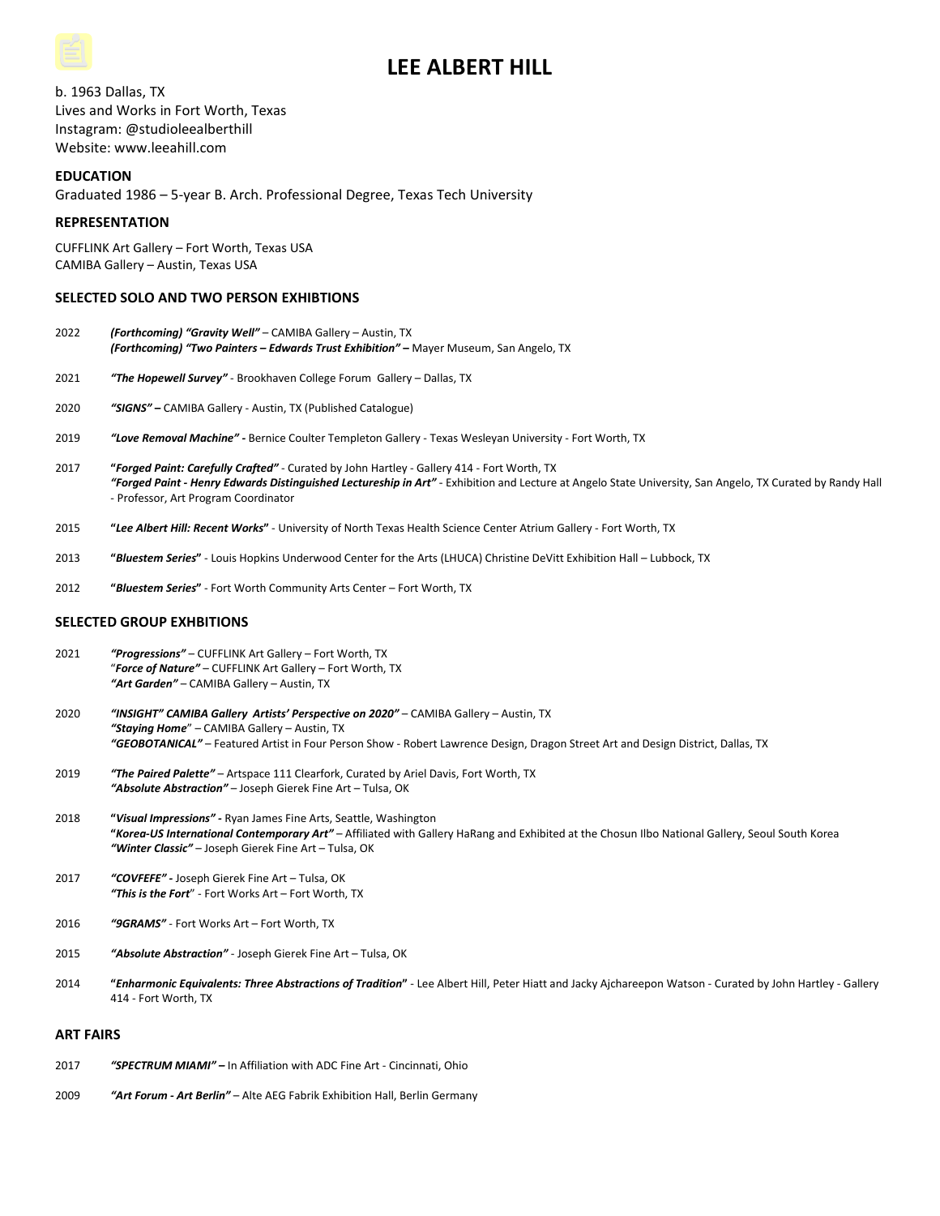# LEE ALBERT HILL

b. 1963 Dallas, TX
Lives and Works in Fort Worth, Texas
Instagram: @studioleealberthill
Website: www.leeahill.com

### EDUCATION

Graduated 1986 – 5-year B. Arch. Professional Degree, Texas Tech University

### REPRESENTATION

CUFFLINK Art Gallery – Fort Worth, Texas USA
CAMIBA Gallery – Austin, Texas USA

### SELECTED SOLO AND TWO PERSON EXHIBTIONS

2022 ***(Forthcoming) "Gravity Well"*** – CAMIBA Gallery – Austin, TX
***(Forthcoming) "Two Painters – Edwards Trust Exhibition"*** – Mayer Museum, San Angelo, TX

2021 ***"The Hopewell Survey"*** - Brookhaven College Forum Gallery – Dallas, TX

2020 ***"SIGNS"*** – CAMIBA Gallery - Austin, TX (Published Catalogue)

2019 ***"Love Removal Machine"*** - Bernice Coulter Templeton Gallery - Texas Wesleyan University - Fort Worth, TX

2017 **"*Forged Paint: Carefully Crafted"*** - Curated by John Hartley - Gallery 414 - Fort Worth, TX
***"Forged Paint - Henry Edwards Distinguished Lectureship in Art"*** - Exhibition and Lecture at Angelo State University, San Angelo, TX Curated by Randy Hall - Professor, Art Program Coordinator

2015 **"*Lee Albert Hill: Recent Works*"** - University of North Texas Health Science Center Atrium Gallery - Fort Worth, TX

2013 **"*Bluestem Series*"** - Louis Hopkins Underwood Center for the Arts (LHUCA) Christine DeVitt Exhibition Hall – Lubbock, TX

2012 **"*Bluestem Series*"** - Fort Worth Community Arts Center – Fort Worth, TX

### SELECTED GROUP EXHBITIONS

2021 ***"Progressions"*** – CUFFLINK Art Gallery – Fort Worth, TX
"***Force of Nature"*** – CUFFLINK Art Gallery – Fort Worth, TX
***"Art Garden"*** – CAMIBA Gallery – Austin, TX

2020 ***"INSIGHT" CAMIBA Gallery Artists' Perspective on 2020"*** – CAMIBA Gallery – Austin, TX
***"Staying Home***" – CAMIBA Gallery – Austin, TX
***"GEOBOTANICAL"*** – Featured Artist in Four Person Show - Robert Lawrence Design, Dragon Street Art and Design District, Dallas, TX

2019 ***"The Paired Palette"*** – Artspace 111 Clearfork, Curated by Ariel Davis, Fort Worth, TX
***"Absolute Abstraction"*** – Joseph Gierek Fine Art – Tulsa, OK

2018 **"*Visual Impressions"*** - Ryan James Fine Arts, Seattle, Washington
**"*Korea-US International Contemporary Art"*** – Affiliated with Gallery HaRang and Exhibited at the Chosun Ilbo National Gallery, Seoul South Korea
***"Winter Classic"*** – Joseph Gierek Fine Art – Tulsa, OK

2017 ***"COVFEFE"*** - Joseph Gierek Fine Art – Tulsa, OK
***"This is the Fort***" - Fort Works Art – Fort Worth, TX

2016 ***"9GRAMS"*** - Fort Works Art – Fort Worth, TX

2015 ***"Absolute Abstraction"*** - Joseph Gierek Fine Art – Tulsa, OK

2014 **"*Enharmonic Equivalents: Three Abstractions of Tradition*"** - Lee Albert Hill, Peter Hiatt and Jacky Ajchareepon Watson - Curated by John Hartley - Gallery 414 - Fort Worth, TX

### ART FAIRS

2017 ***"SPECTRUM MIAMI"*** – In Affiliation with ADC Fine Art - Cincinnati, Ohio

2009 ***"Art Forum - Art Berlin"*** – Alte AEG Fabrik Exhibition Hall, Berlin Germany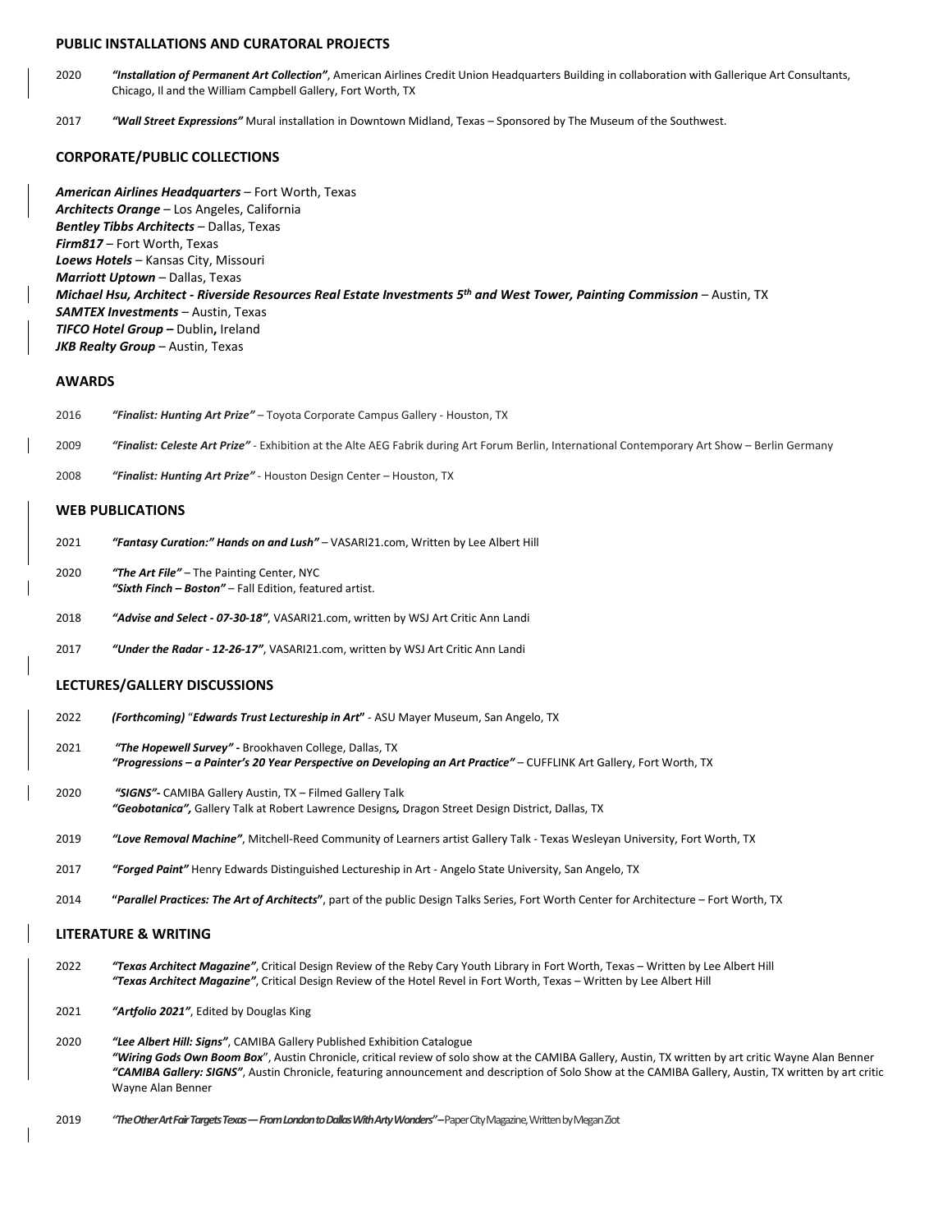## PUBLIC INSTALLATIONS AND CURATORAL PROJECTS

2020 ***"Installation of Permanent Art Collection"***, American Airlines Credit Union Headquarters Building in collaboration with Gallerique Art Consultants, Chicago, Il and the William Campbell Gallery, Fort Worth, TX

2017 ***"Wall Street Expressions"*** Mural installation in Downtown Midland, Texas – Sponsored by The Museum of the Southwest.

## CORPORATE/PUBLIC COLLECTIONS

***American Airlines Headquarters*** – Fort Worth, Texas
***Architects Orange*** – Los Angeles, California
***Bentley Tibbs Architects*** – Dallas, Texas
***Firm817*** – Fort Worth, Texas
***Loews Hotels*** – Kansas City, Missouri
***Marriott Uptown*** – Dallas, Texas
***Michael Hsu, Architect - Riverside Resources Real Estate Investments 5th and West Tower, Painting Commission*** – Austin, TX
***SAMTEX Investments*** – Austin, Texas
***TIFCO Hotel Group –*** Dublin**,** Ireland
***JKB Realty Group*** – Austin, Texas

## AWARDS

2016 ***"Finalist: Hunting Art Prize"*** – Toyota Corporate Campus Gallery - Houston, TX

2009 ***"Finalist: Celeste Art Prize"*** - Exhibition at the Alte AEG Fabrik during Art Forum Berlin, International Contemporary Art Show – Berlin Germany

2008 ***"Finalist: Hunting Art Prize"*** - Houston Design Center – Houston, TX

## WEB PUBLICATIONS

2021 ***"Fantasy Curation:" Hands on and Lush"*** – VASARI21.com, Written by Lee Albert Hill

2020 ***"The Art File"*** – The Painting Center, NYC
***"Sixth Finch – Boston"*** – Fall Edition, featured artist.

2018 ***"Advise and Select - 07-30-18"***, VASARI21.com, written by WSJ Art Critic Ann Landi

2017 ***"Under the Radar - 12-26-17"***, VASARI21.com, written by WSJ Art Critic Ann Landi

## LECTURES/GALLERY DISCUSSIONS

2022 ***(Forthcoming)*** "***Edwards Trust Lectureship in Art***" - ASU Mayer Museum, San Angelo, TX

2021 ***"The Hopewell Survey" -*** Brookhaven College, Dallas, TX
***"Progressions – a Painter's 20 Year Perspective on Developing an Art Practice"*** – CUFFLINK Art Gallery, Fort Worth, TX

2020 ***"SIGNS"-*** CAMIBA Gallery Austin, TX – Filmed Gallery Talk
***"Geobotanica",*** Gallery Talk at Robert Lawrence Designs***,*** Dragon Street Design District, Dallas, TX

2019 ***"Love Removal Machine"***, Mitchell-Reed Community of Learners artist Gallery Talk - Texas Wesleyan University, Fort Worth, TX

2017 ***"Forged Paint"*** Henry Edwards Distinguished Lectureship in Art - Angelo State University, San Angelo, TX

2014 **"*Parallel Practices: The Art of Architects*"**, part of the public Design Talks Series, Fort Worth Center for Architecture – Fort Worth, TX

## LITERATURE & WRITING

2022 ***"Texas Architect Magazine"***, Critical Design Review of the Reby Cary Youth Library in Fort Worth, Texas – Written by Lee Albert Hill
***"Texas Architect Magazine"***, Critical Design Review of the Hotel Revel in Fort Worth, Texas – Written by Lee Albert Hill

2021 ***"Artfolio 2021"***, Edited by Douglas King

2020 ***"Lee Albert Hill: Signs"***, CAMIBA Gallery Published Exhibition Catalogue
***"Wiring Gods Own Boom Box***", Austin Chronicle, critical review of solo show at the CAMIBA Gallery, Austin, TX written by art critic Wayne Alan Benner
***"CAMIBA Gallery: SIGNS"***, Austin Chronicle, featuring announcement and description of Solo Show at the CAMIBA Gallery, Austin, TX written by art critic Wayne Alan Benner

2019 ***"The Other Art Fair Targets Texas — From London to Dallas With Arty Wonders" –*** Paper City Magazine, Written by Megan Ziot